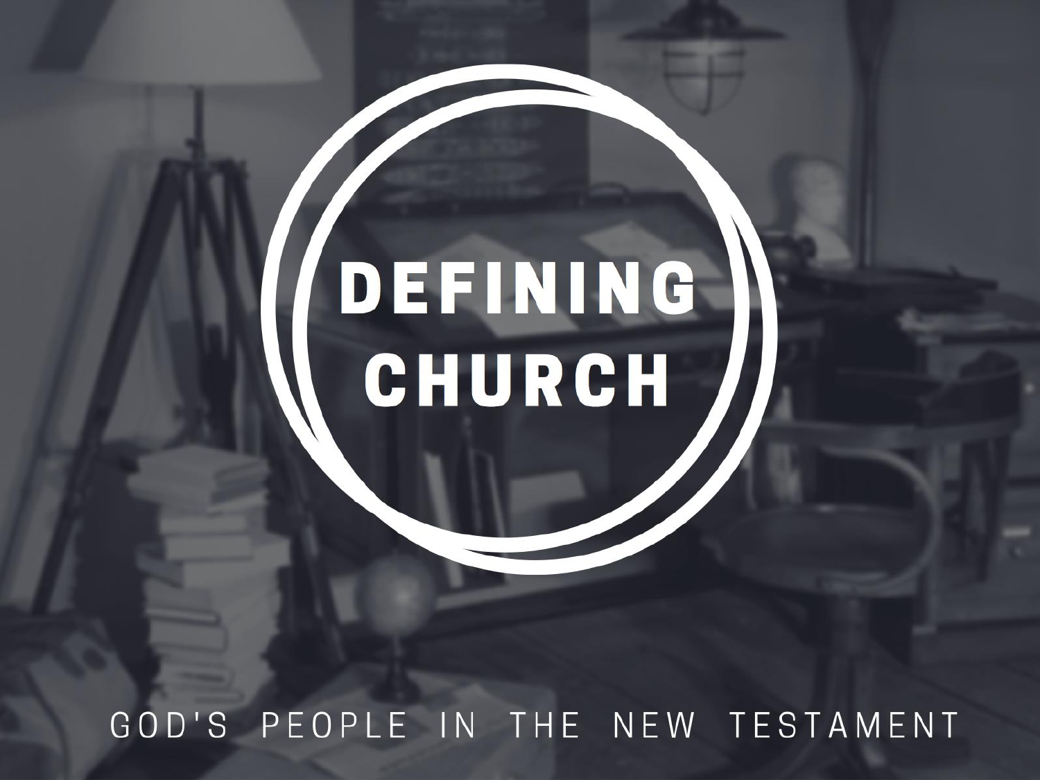# DEFINING CHURCH

GOD'S PEOPLE IN THE NEW TESTAMENT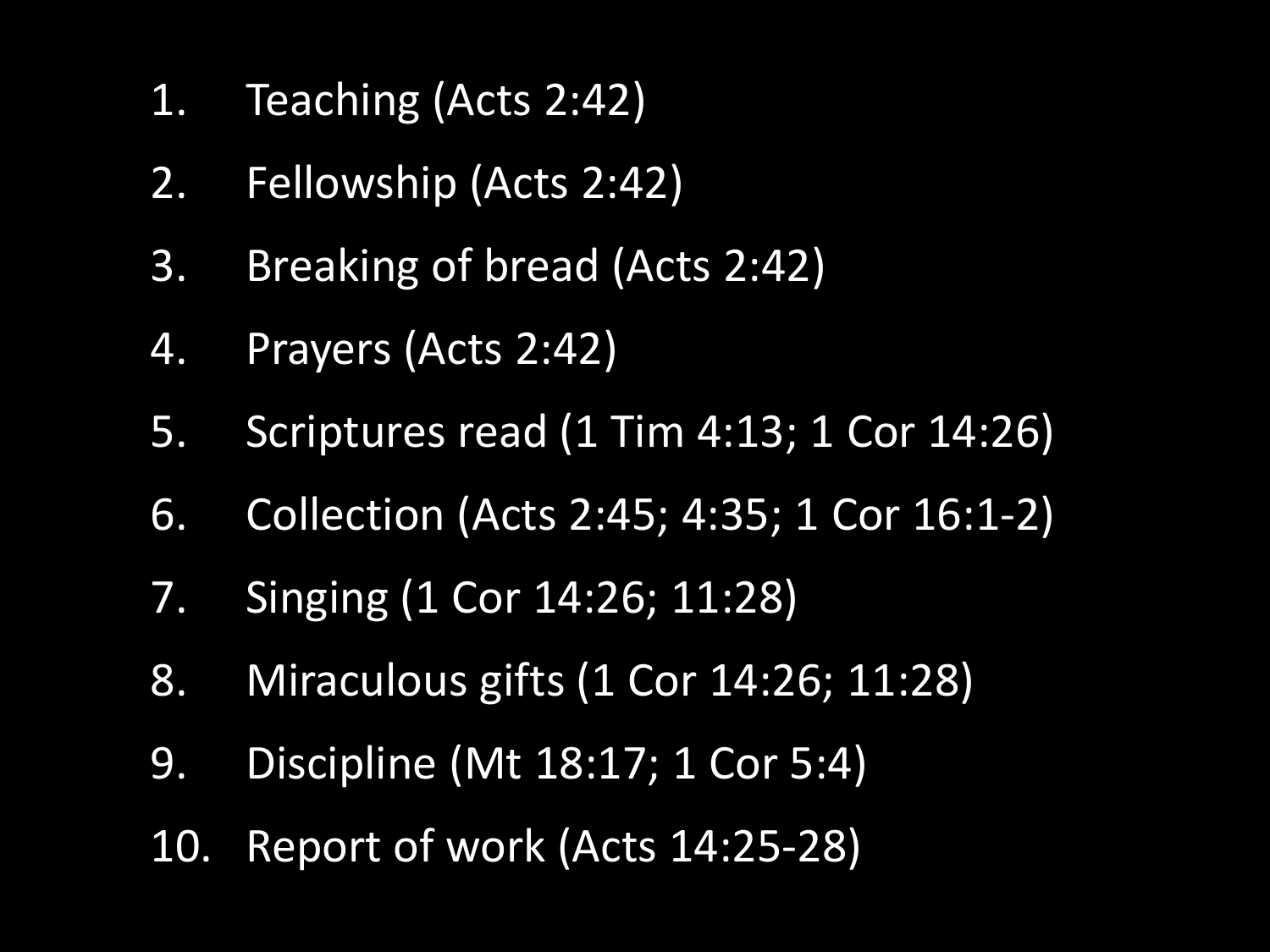1. Teaching (Acts 2:42)
2. Fellowship (Acts 2:42)
3. Breaking of bread (Acts 2:42)
4. Prayers (Acts 2:42)
5. Scriptures read (1 Tim 4:13; 1 Cor 14:26)
6. Collection (Acts 2:45; 4:35; 1 Cor 16:1-2)
7. Singing (1 Cor 14:26; 11:28)
8. Miraculous gifts (1 Cor 14:26; 11:28)
9. Discipline (Mt 18:17; 1 Cor 5:4)
10. Report of work (Acts 14:25-28)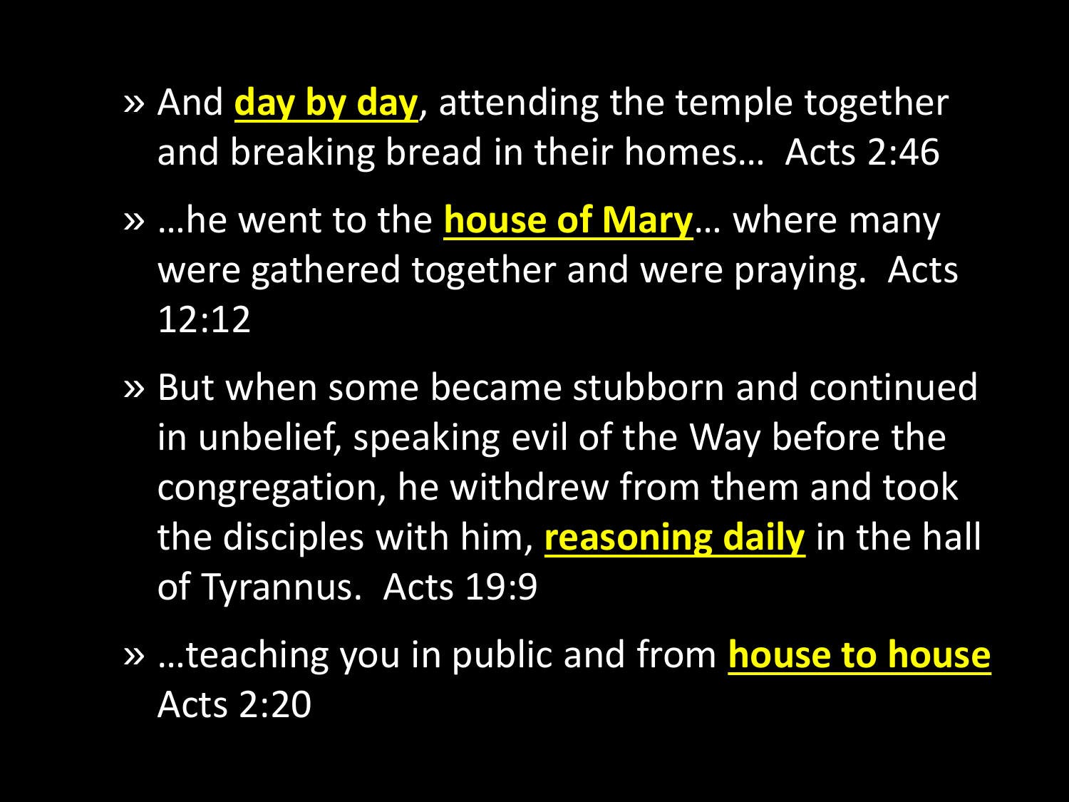- And **day by day**, attending the temple together and breaking bread in their homes… Acts 2:46
- …he went to the **house of Mary**… where many were gathered together and were praying. Acts 12:12
- But when some became stubborn and continued in unbelief, speaking evil of the Way before the congregation, he withdrew from them and took the disciples with him, **reasoning daily** in the hall of Tyrannus. Acts 19:9
- …teaching you in public and from **house to house** Acts 2:20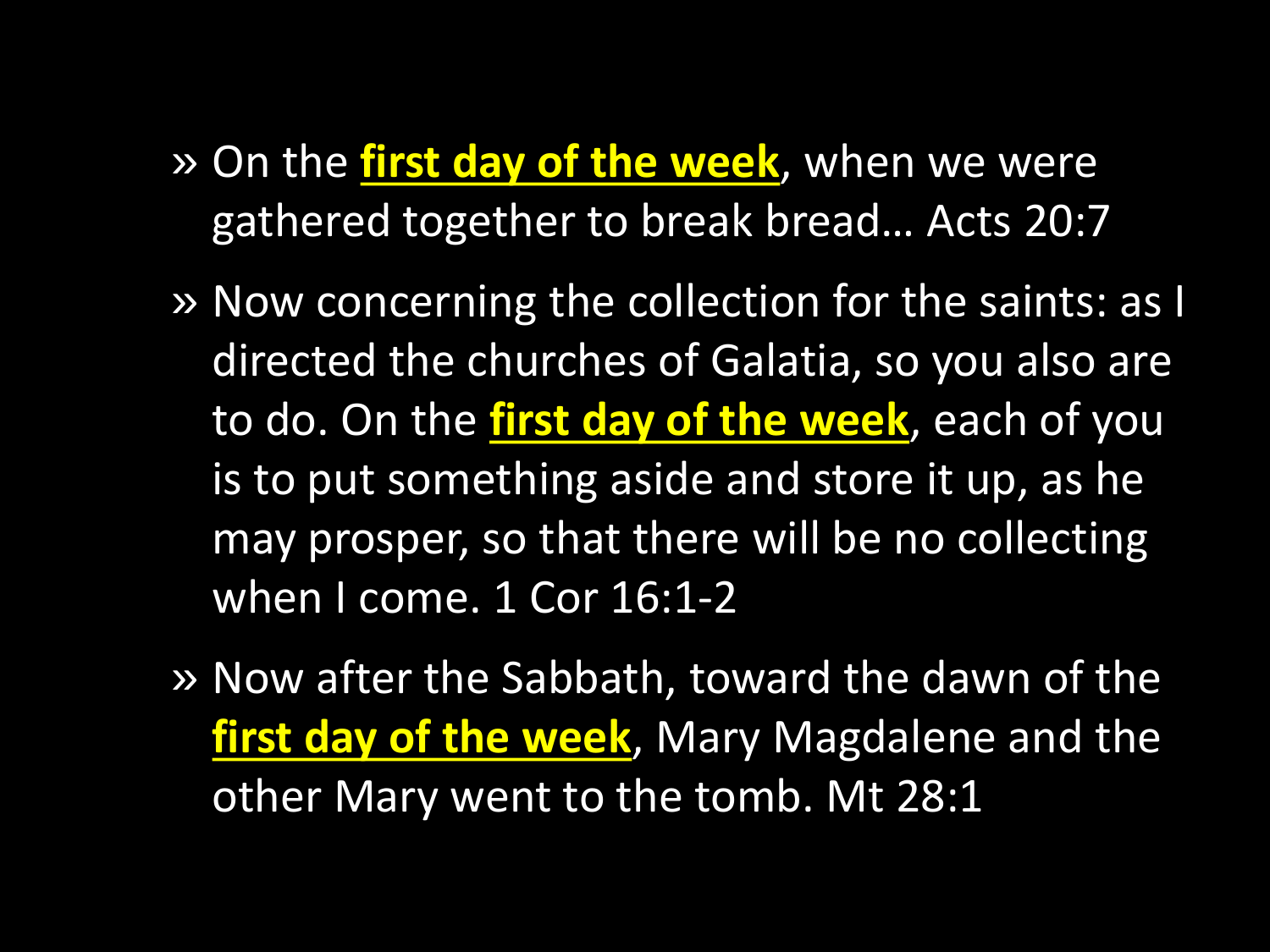- On the **first day of the week**, when we were gathered together to break bread… Acts 20:7
- Now concerning the collection for the saints: as I directed the churches of Galatia, so you also are to do. On the **first day of the week**, each of you is to put something aside and store it up, as he may prosper, so that there will be no collecting when I come. 1 Cor 16:1-2
- Now after the Sabbath, toward the dawn of the **first day of the week**, Mary Magdalene and the other Mary went to the tomb. Mt 28:1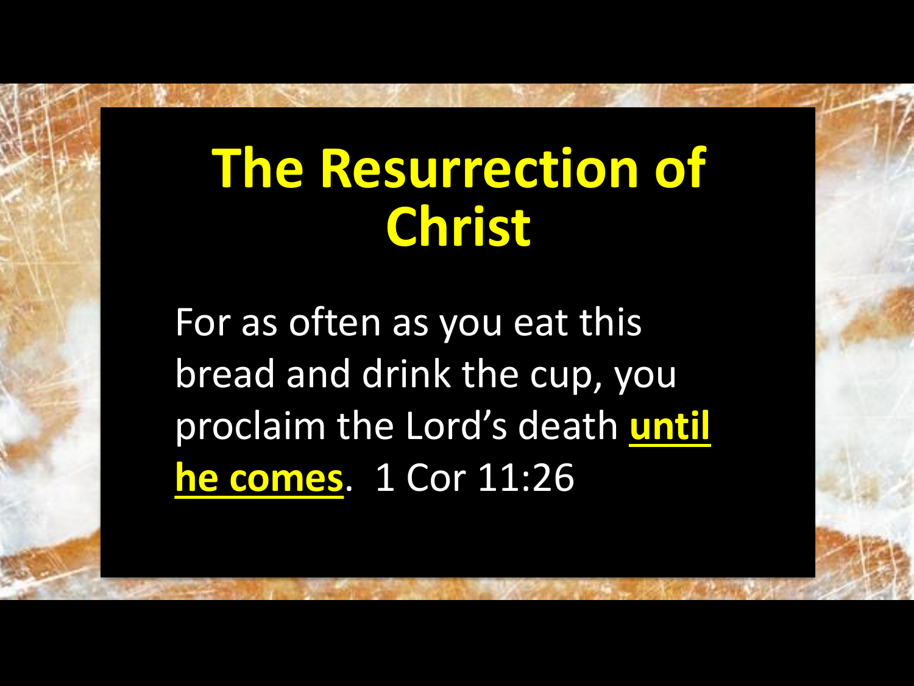# The Resurrection of Christ

For as often as you eat this bread and drink the cup, you proclaim the Lord's death <u>**until he comes**</u>. 1 Cor 11:26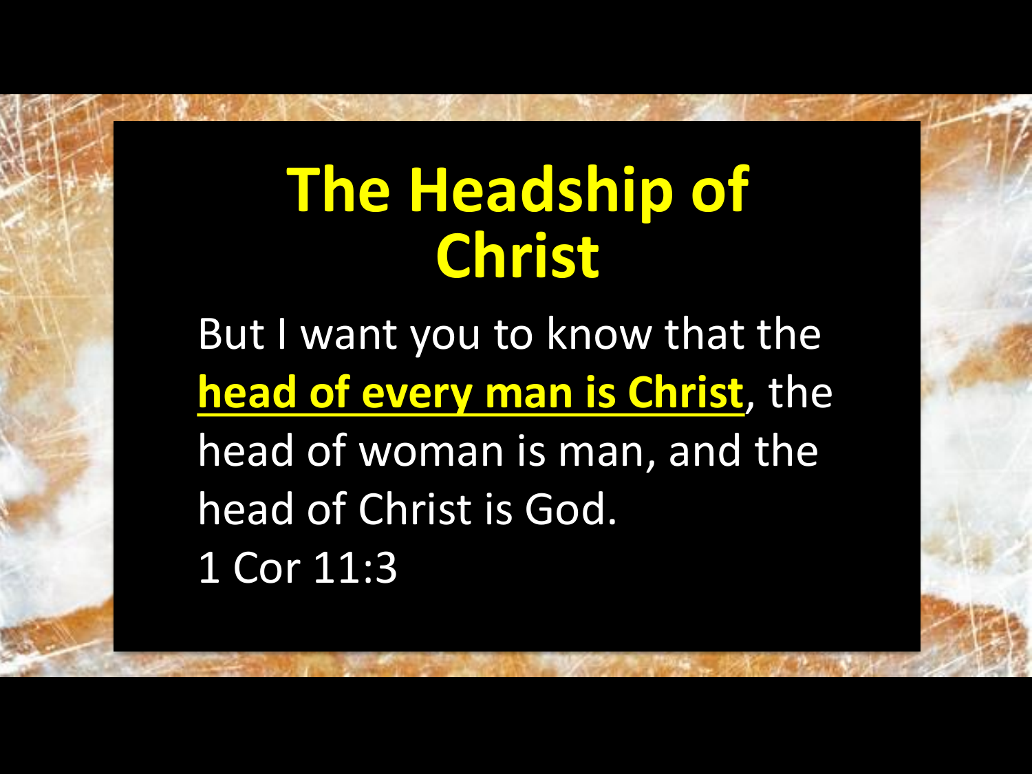# The Headship of Christ

But I want you to know that the **head of every man is Christ**, the head of woman is man, and the head of Christ is God.

1 Cor 11:3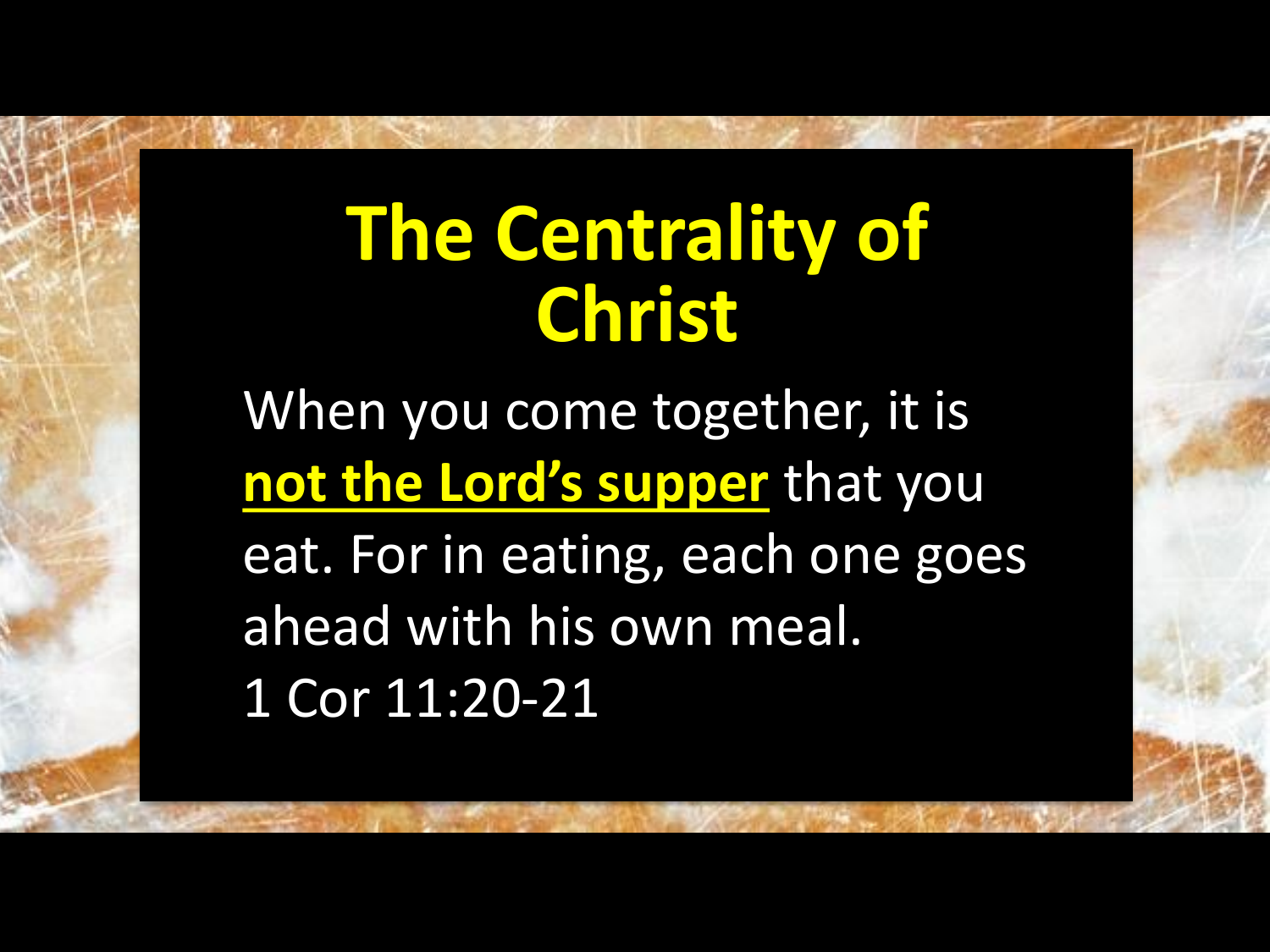# The Centrality of Christ

When you come together, it is **<u>not the Lord's supper</u>** that you eat. For in eating, each one goes ahead with his own meal.
1 Cor 11:20-21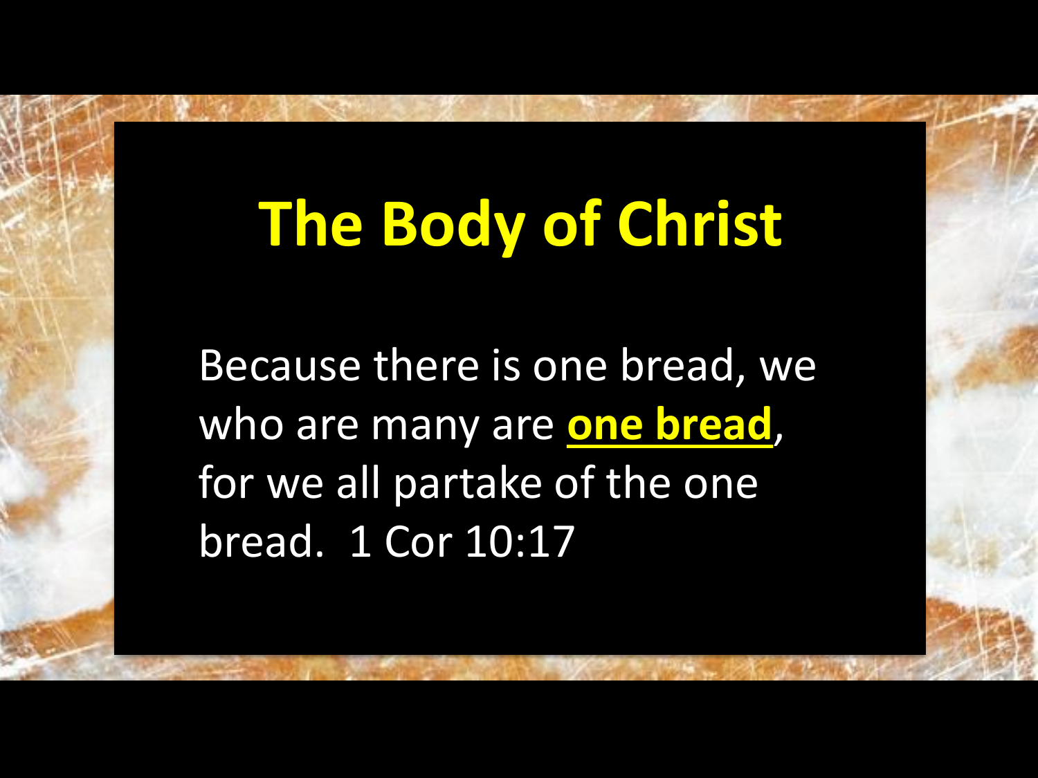# The Body of Christ

Because there is one bread, we who are many are **one bread**, for we all partake of the one bread. 1 Cor 10:17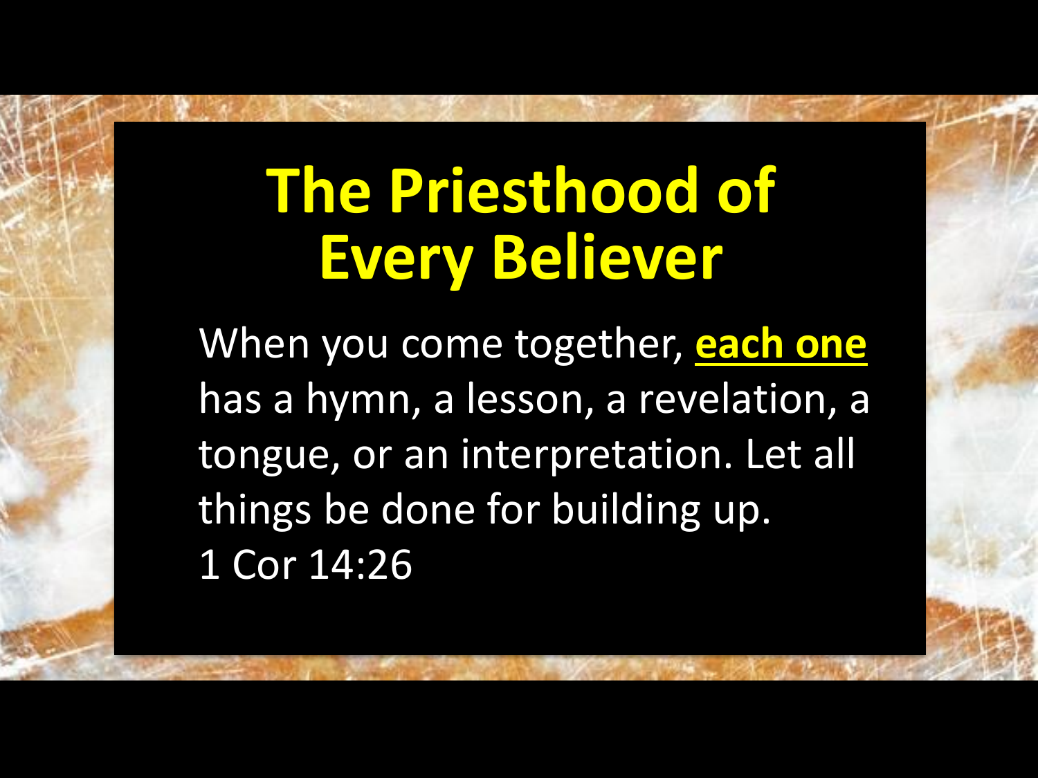# The Priesthood of Every Believer

When you come together, **each one** has a hymn, a lesson, a revelation, a tongue, or an interpretation. Let all things be done for building up.
1 Cor 14:26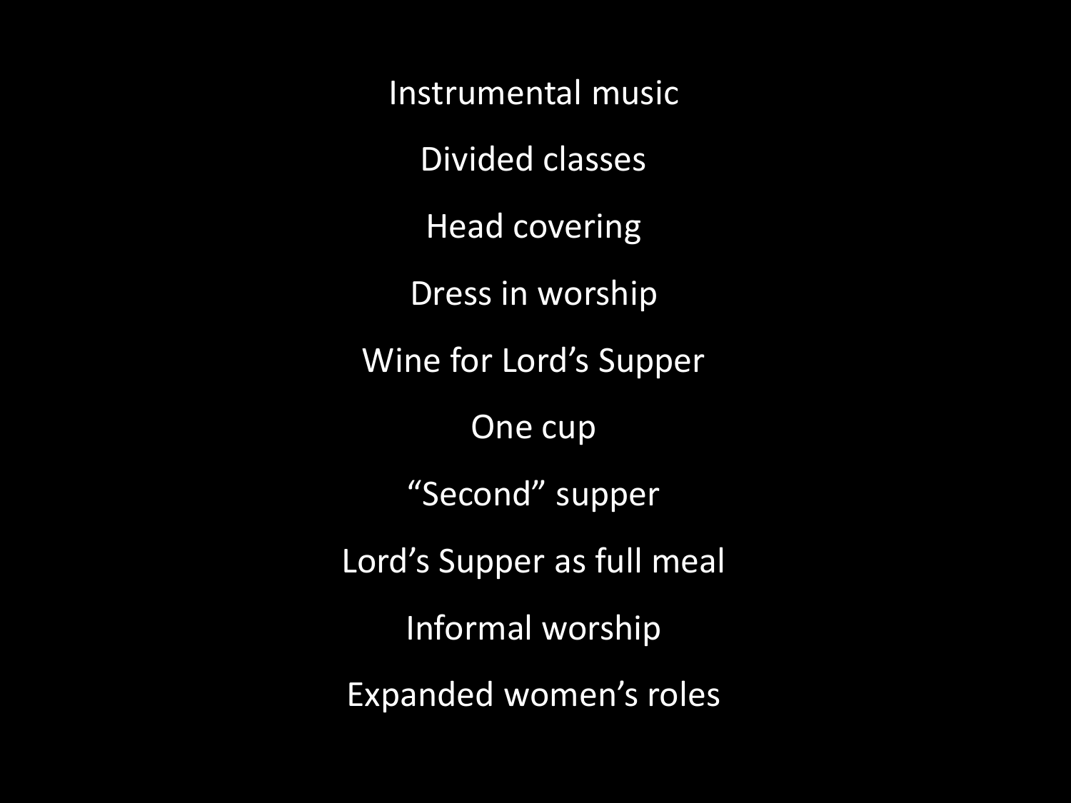Instrumental music

Divided classes

Head covering

Dress in worship

Wine for Lord’s Supper

One cup

“Second” supper

Lord’s Supper as full meal

Informal worship

Expanded women’s roles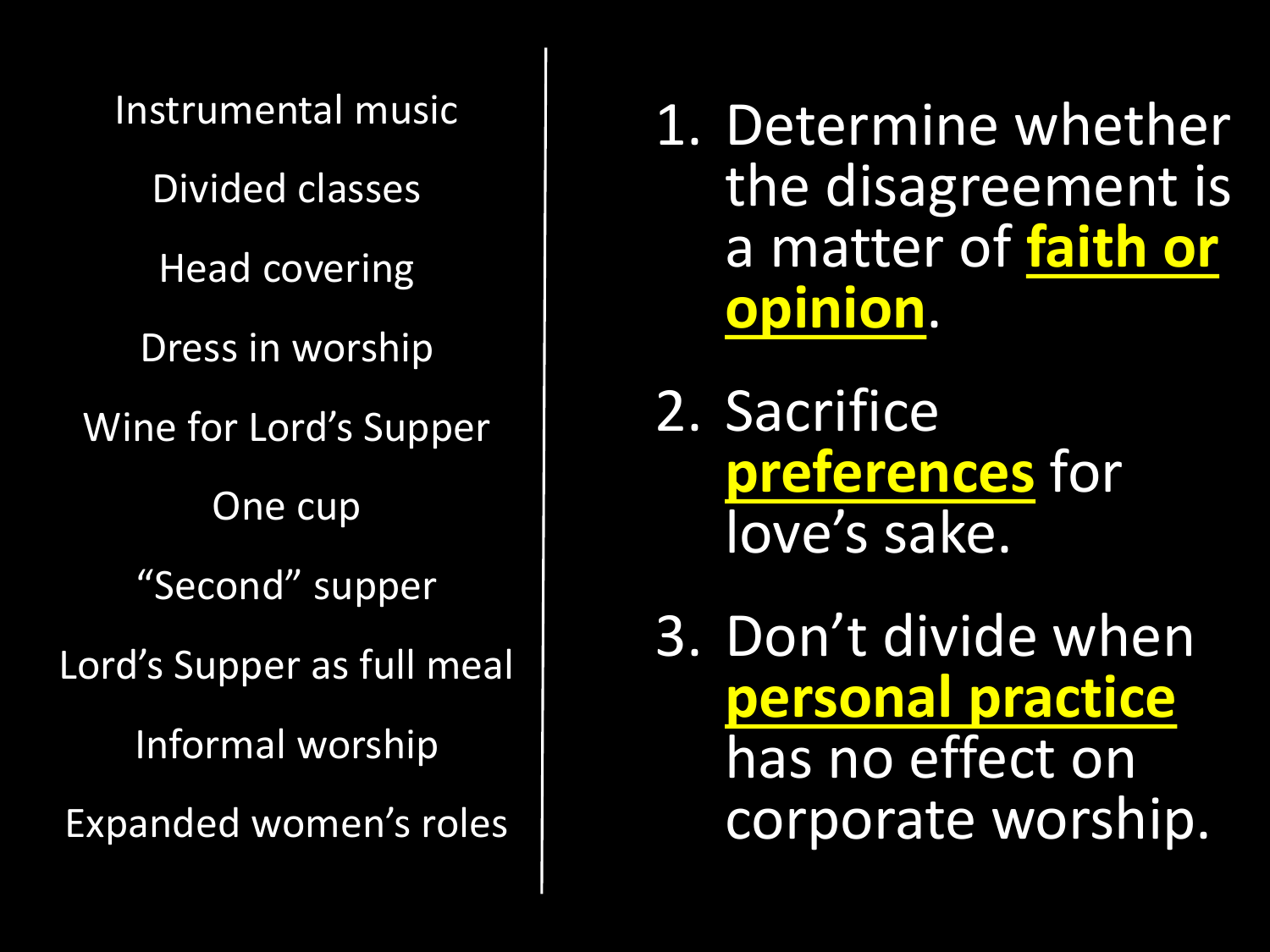Instrumental music

Divided classes

Head covering

Dress in worship

Wine for Lord’s Supper

One cup

“Second” supper

Lord’s Supper as full meal

Informal worship

Expanded women’s roles

1. Determine whether the disagreement is a matter of **faith or opinion**.
2. Sacrifice **preferences** for love’s sake.
3. Don’t divide when **personal practice** has no effect on corporate worship.